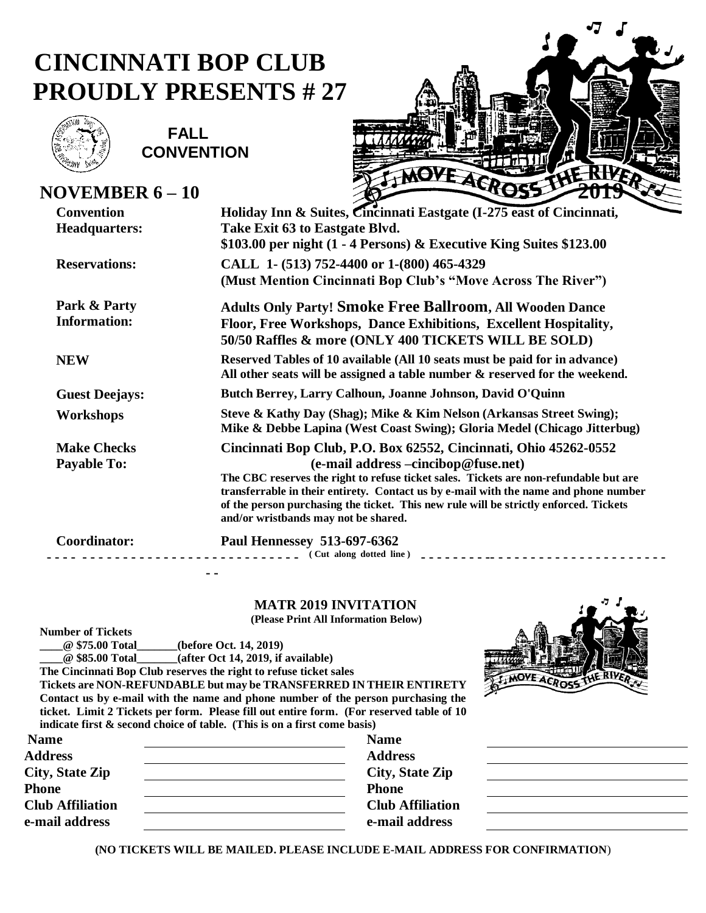# CINCINNATI BOP CLUB PROUDLY PRESENTS # 27

**FALL CONVENTION**

**MOVE ACROSS THE RIVER 2019**

## NOVEMBER 6 – 10

**Convention Headquarters:** Holiday Inn & Suites, Cincinnati Eastgate (I-275 east of Cincinnati, Take Exit 63 to Eastgate Blvd.
$103.00 per night (1 - 4 Persons) & Executive King Suites $123.00

**Reservations:** CALL 1- (513) 752-4400 or 1-(800) 465-4329
(Must Mention Cincinnati Bop Club's "Move Across The River")

**Park & Party Information:** Adults Only Party! **Smoke Free Ballroom**, All Wooden Dance Floor, Free Workshops, Dance Exhibitions, Excellent Hospitality, 50/50 Raffles & more (ONLY 400 TICKETS WILL BE SOLD)

**NEW** Reserved Tables of 10 available (All 10 seats must be paid for in advance)
All other seats will be assigned a table number & reserved for the weekend.

**Guest Deejays:** Butch Berrey, Larry Calhoun, Joanne Johnson, David O'Quinn

**Workshops** Steve & Kathy Day (Shag); Mike & Kim Nelson (Arkansas Street Swing); Mike & Debbe Lapina (West Coast Swing); Gloria Medel (Chicago Jitterbug)

**Make Checks Payable To:** Cincinnati Bop Club, P.O. Box 62552, Cincinnati, Ohio 45262-0552
(e-mail address –cincibop@fuse.net)
The CBC reserves the right to refuse ticket sales. Tickets are non-refundable but are transferrable in their entirety. Contact us by e-mail with the name and phone number of the person purchasing the ticket. This new rule will be strictly enforced. Tickets and/or wristbands may not be shared.

**Coordinator:** Paul Hennessey 513-697-6362

- - - - - - - - - - - - - - - - - - - - - ( Cut along dotted line ) - - - - - - - - - - - - - - - - - - - - -

### MATR 2019 INVITATION

(Please Print All Information Below)

**Number of Tickets**

____@ $75.00 Total_______(before Oct. 14, 2019)

____@ $85.00 Total_______(after Oct 14, 2019, if available)

**The Cincinnati Bop Club reserves the right to refuse ticket sales**

**Tickets are NON-REFUNDABLE but may be TRANSFERRED IN THEIR ENTIRETY**

**Contact us by e-mail with the name and phone number of the person purchasing the ticket. Limit 2 Tickets per form. Please fill out entire form. (For reserved table of 10 indicate first & second choice of table. (This is on a first come basis)**

| | | | |
|---|---|---|---|
| **Name** | | **Name** | |
| **Address** | | **Address** | |
| **City, State Zip** | | **City, State Zip** | |
| **Phone** | | **Phone** | |
| **Club Affiliation** | | **Club Affiliation** | |
| **e-mail address** | | **e-mail address** | |

**(NO TICKETS WILL BE MAILED. PLEASE INCLUDE E-MAIL ADDRESS FOR CONFIRMATION)**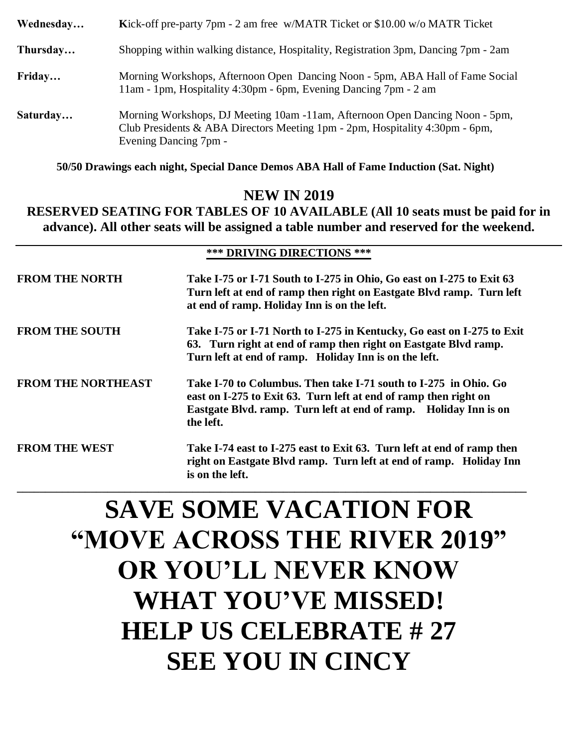**Wednesday…** **K**ick-off pre-party 7pm - 2 am free w/MATR Ticket or $10.00 w/o MATR Ticket

**Thursday…** Shopping within walking distance, Hospitality, Registration 3pm, Dancing 7pm - 2am

**Friday…** Morning Workshops, Afternoon Open Dancing Noon - 5pm, ABA Hall of Fame Social 11am - 1pm, Hospitality 4:30pm - 6pm, Evening Dancing 7pm - 2 am

**Saturday…** Morning Workshops, DJ Meeting 10am -11am, Afternoon Open Dancing Noon - 5pm, Club Presidents & ABA Directors Meeting 1pm - 2pm, Hospitality 4:30pm - 6pm, Evening Dancing 7pm -

**50/50 Drawings each night, Special Dance Demos ABA Hall of Fame Induction (Sat. Night)**

## NEW IN 2019

**RESERVED SEATING FOR TABLES OF 10 AVAILABLE (All 10 seats must be paid for in advance). All other seats will be assigned a table number and reserved for the weekend.**

---

**\*\*\* DRIVING DIRECTIONS \*\*\***

**FROM THE NORTH** — **Take I-75 or I-71 South to I-275 in Ohio, Go east on I-275 to Exit 63 Turn left at end of ramp then right on Eastgate Blvd ramp. Turn left at end of ramp. Holiday Inn is on the left.**

**FROM THE SOUTH** — **Take I-75 or I-71 North to I-275 in Kentucky, Go east on I-275 to Exit 63. Turn right at end of ramp then right on Eastgate Blvd ramp. Turn left at end of ramp. Holiday Inn is on the left.**

**FROM THE NORTHEAST** — **Take I-70 to Columbus. Then take I-71 south to I-275 in Ohio. Go east on I-275 to Exit 63. Turn left at end of ramp then right on Eastgate Blvd. ramp. Turn left at end of ramp. Holiday Inn is on the left.**

**FROM THE WEST** — **Take I-74 east to I-275 east to Exit 63. Turn left at end of ramp then right on Eastgate Blvd ramp. Turn left at end of ramp. Holiday Inn is on the left.**

---

# SAVE SOME VACATION FOR "MOVE ACROSS THE RIVER 2019" OR YOU'LL NEVER KNOW WHAT YOU'VE MISSED! HELP US CELEBRATE # 27 SEE YOU IN CINCY